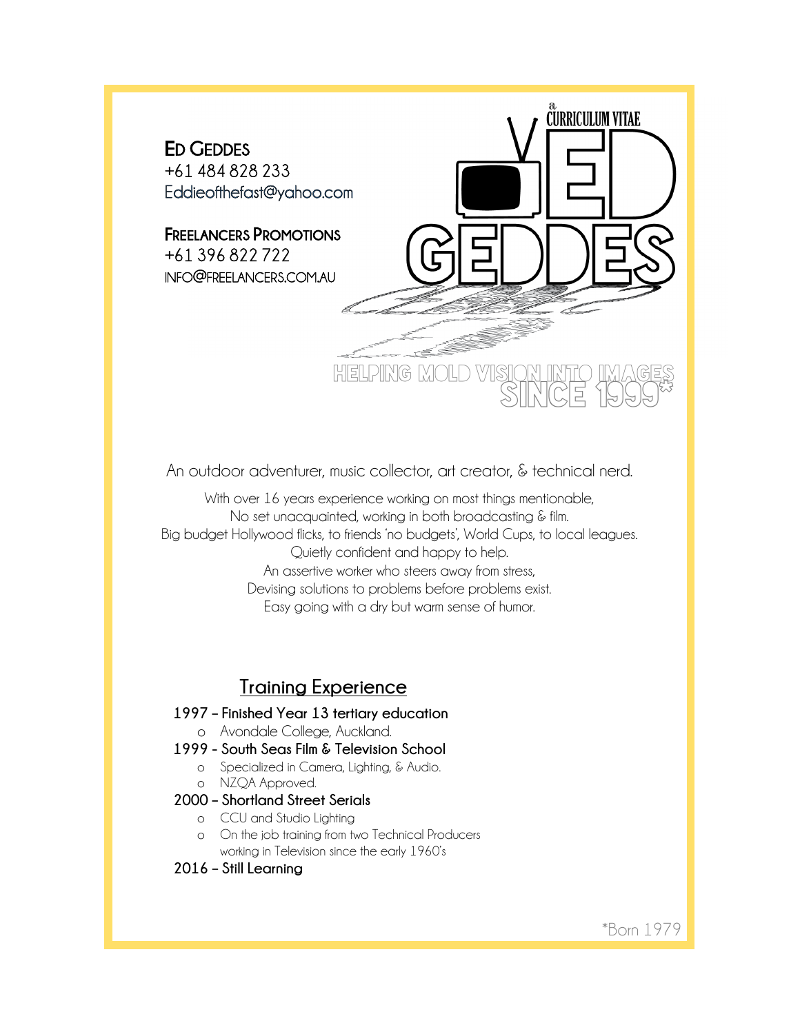**Ed Geddes**
+61 484 828 233
Eddieofthefast@yahoo.com

**Freelancers Promotions**
+61 396 822 722
INFO@FREELANCERS.COM.AU

a CURRICULUM VITAE

ED GEDDES

HELPING MOLD VISION INTO IMAGES SINCE 1999*

An outdoor adventurer, music collector, art creator, & technical nerd.

With over 16 years experience working on most things mentionable,
No set unacquainted, working in both broadcasting & film.
Big budget Hollywood flicks, to friends 'no budgets', World Cups, to local leagues.
Quietly confident and happy to help.
An assertive worker who steers away from stress,
Devising solutions to problems before problems exist.
Easy going with a dry but warm sense of humor.

## Training Experience

**1997 – Finished Year 13 tertiary education**

- Avondale College, Auckland.

**1999 - South Seas Film & Television School**

- Specialized in Camera, Lighting, & Audio.
- NZQA Approved.

**2000 – Shortland Street Serials**

- CCU and Studio Lighting
- On the job training from two Technical Producers working in Television since the early 1960's

**2016 – Still Learning**

*Born 1979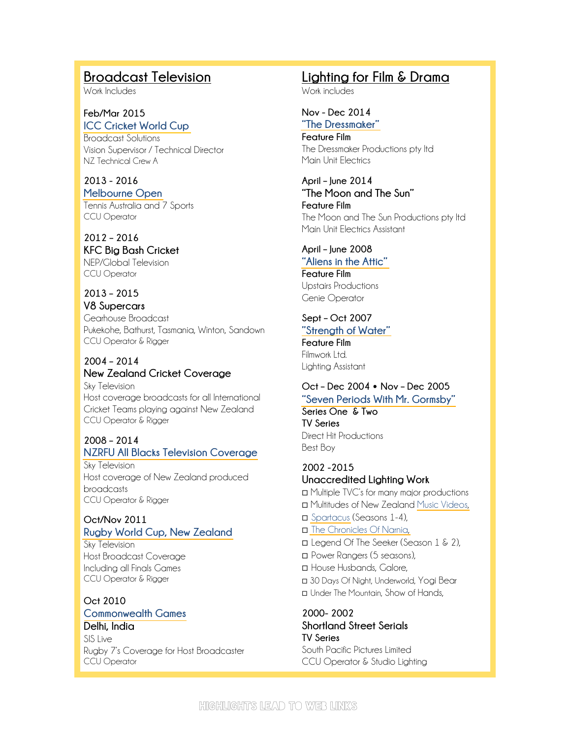## Broadcast Television

Work Includes

**Feb/Mar 2015**
**ICC Cricket World Cup**
Broadcast Solutions
Vision Supervisor / Technical Director
NZ Technical Crew A

**2013 - 2016**
**Melbourne Open**
Tennis Australia and 7 Sports
CCU Operator

**2012 – 2016**
**KFC Big Bash Cricket**
NEP/Global Television
CCU Operator

**2013 – 2015**
**V8 Supercars**
Gearhouse Broadcast
Pukekohe, Bathurst, Tasmania, Winton, Sandown
CCU Operator & Rigger

**2004 – 2014**
**New Zealand Cricket Coverage**
Sky Television
Host coverage broadcasts for all International Cricket Teams playing against New Zealand
CCU Operator & Rigger

**2008 – 2014**
**NZRFU All Blacks Television Coverage**
Sky Television
Host coverage of New Zealand produced broadcasts
CCU Operator & Rigger

**Oct/Nov 2011**
**Rugby World Cup, New Zealand**
Sky Television
Host Broadcast Coverage
Including all Finals Games
CCU Operator & Rigger

**Oct 2010**
**Commonwealth Games**
**Delhi, India**
SIS Live
Rugby 7's Coverage for Host Broadcaster
CCU Operator

## Lighting for Film & Drama

Work includes

**Nov - Dec 2014**
**"The Dressmaker"**
**Feature Film**
The Dressmaker Productions pty ltd
Main Unit Electrics

**April – June 2014**
**"The Moon and The Sun"**
**Feature Film**
The Moon and The Sun Productions pty ltd
Main Unit Electrics Assistant

**April – June 2008**
**"Aliens in the Attic"**
**Feature Film**
Upstairs Productions
Genie Operator

**Sept – Oct 2007**
**"Strength of Water"**
**Feature Film**
Filmwork Ltd.
Lighting Assistant

**Oct – Dec 2004 • Nov – Dec 2005**
**"Seven Periods With Mr. Gormsby"**
**Series One & Two**
**TV Series**
Direct Hit Productions
Best Boy

**2002 -2015**
**Unaccredited Lighting Work**
- Multiple TVC's for many major productions
- Multitudes of New Zealand Music Videos,
- Spartacus (Seasons 1-4),
- The Chronicles Of Narnia,
- Legend Of The Seeker (Season 1 & 2),
- Power Rangers (5 seasons),
- House Husbands, Galore,
- 30 Days Of Night, Underworld, Yogi Bear
- Under The Mountain, Show of Hands,

**2000- 2002**
**Shortland Street Serials**
**TV Series**
South Pacific Pictures Limited
CCU Operator & Studio Lighting

HIGHLIGHTS LEAD TO WEB LINKS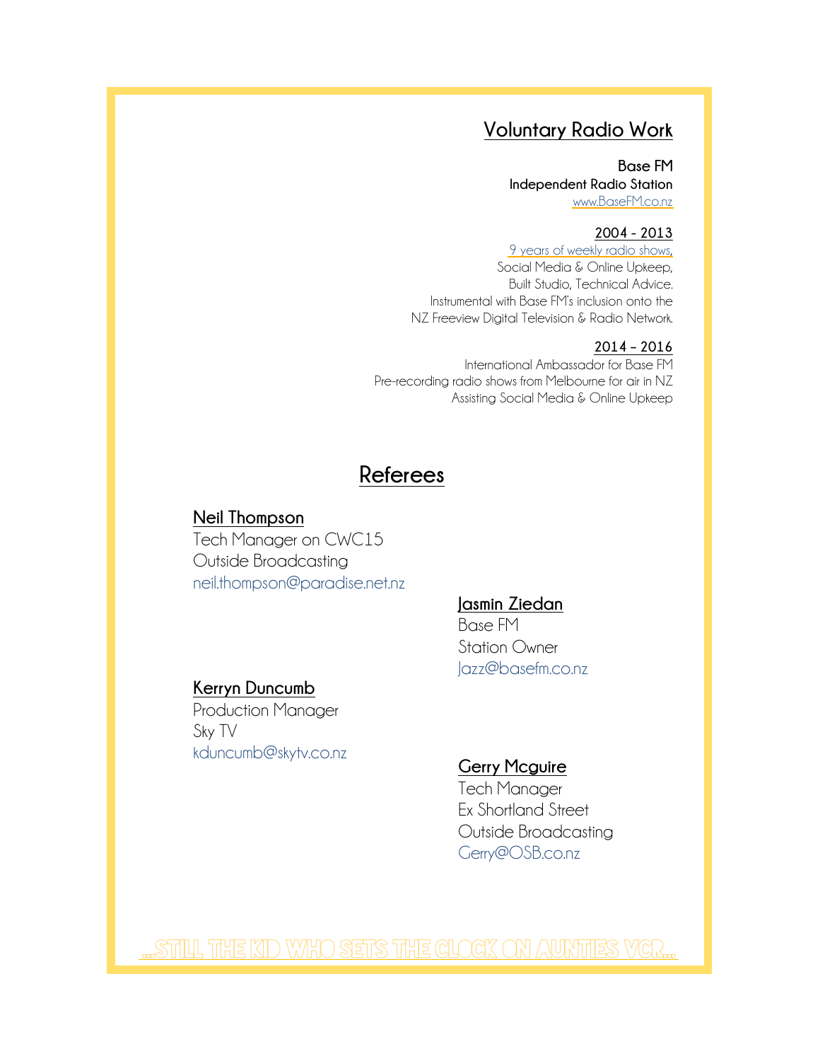## Voluntary Radio Work

**Base FM**
**Independent Radio Station**
www.BaseFM.co.nz

**2004 - 2013**
9 years of weekly radio shows,
Social Media & Online Upkeep,
Built Studio, Technical Advice.
Instrumental with Base FM's inclusion onto the
NZ Freeview Digital Television & Radio Network.

**2014 – 2016**
International Ambassador for Base FM
Pre-recording radio shows from Melbourne for air in NZ
Assisting Social Media & Online Upkeep

## Referees

**Neil Thompson**
Tech Manager on CWC15
Outside Broadcasting
neil.thompson@paradise.net.nz

**Jasmin Ziedan**
Base FM
Station Owner
Jazz@basefm.co.nz

**Kerryn Duncumb**
Production Manager
Sky TV
kduncumb@skytv.co.nz

**Gerry Mcguire**
Tech Manager
Ex Shortland Street
Outside Broadcasting
Gerry@OSB.co.nz

...STILL THE KID WHO SETS THE CLOCK ON AUNTIES VCR...